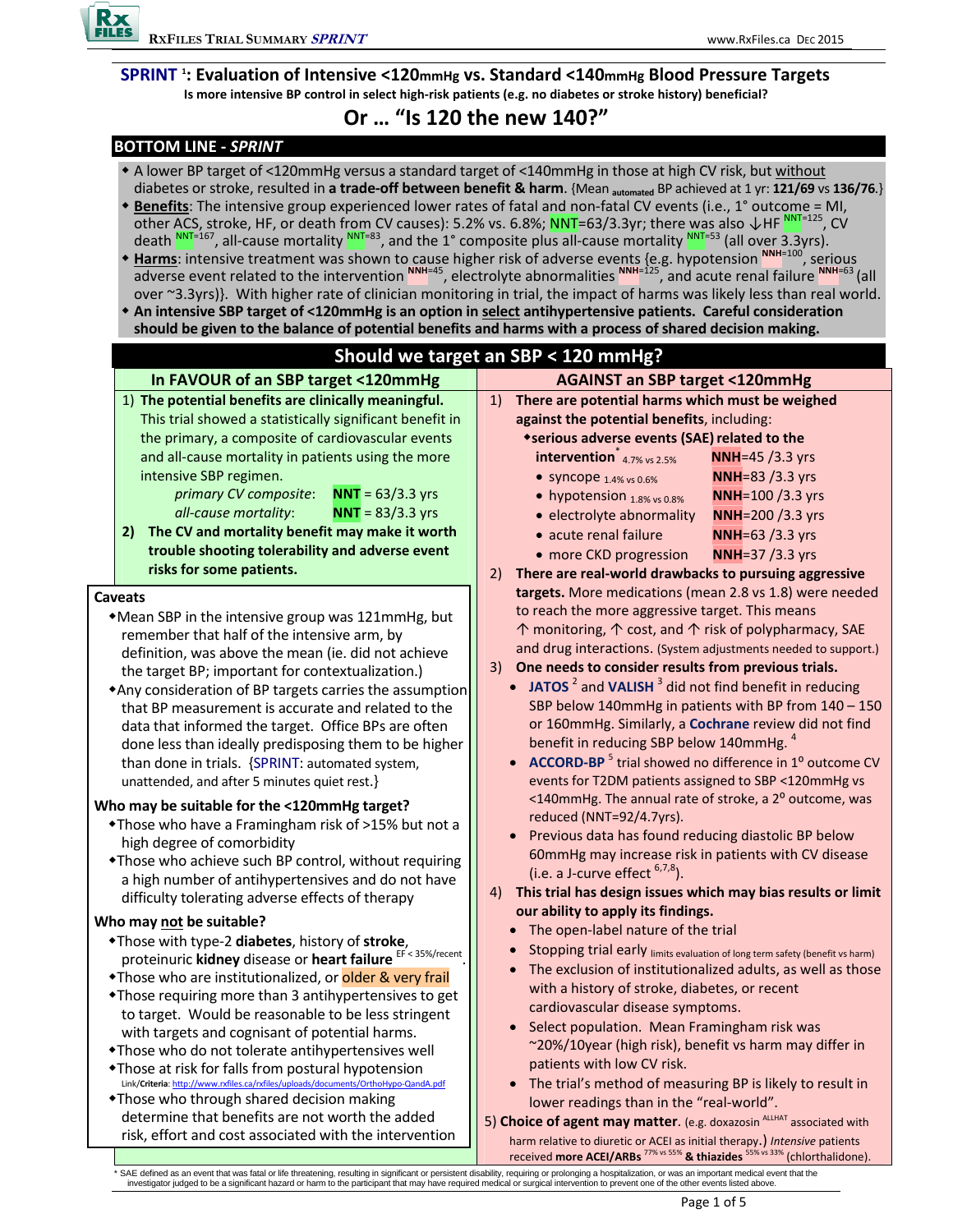# SPRINT[1]: Evaluation of Intensive <120mmHg vs. Standard <140mmHg Blood Pressure Targets

**Is more intensive BP control in select high-risk patients (e.g. no diabetes or stroke history) beneficial?**

## Or … "Is 120 the new 140?"

### BOTTOM LINE - *SPRINT*

- A lower BP target of <120mmHg versus a standard target of <140mmHg in those at high CV risk, but without diabetes or stroke, resulted in **a trade-off between benefit & harm**. {Mean $_{\text{automated}}$ BP achieved at 1 yr: **121/69** vs **136/76**.}
- **Benefits**: The intensive group experienced lower rates of fatal and non-fatal CV events (i.e., 1° outcome = MI, other ACS, stroke, HF, or death from CV causes): 5.2% vs. 6.8%; NNT=63/3.3yr; there was also ↓HF NNT=125, CV death NNT=167, all-cause mortality NNT=83, and the 1° composite plus all-cause mortality NNT=53 (all over 3.3yrs).
- **Harms**: intensive treatment was shown to cause higher risk of adverse events {e.g. hypotension NNH=100, serious adverse event related to the intervention NNH=45, electrolyte abnormalities NNH=125, and acute renal failure NNH=63 (all over ~3.3yrs)}. With higher rate of clinician monitoring in trial, the impact of harms was likely less than real world.
- **An intensive SBP target of <120mmHg is an option in select antihypertensive patients. Careful consideration should be given to the balance of potential benefits and harms with a process of shared decision making.**

## Should we target an SBP < 120 mmHg?

### In FAVOUR of an SBP target <120mmHg

1) **The potential benefits are clinically meaningful.** This trial showed a statistically significant benefit in the primary, a composite of cardiovascular events and all-cause mortality in patients using the more intensive SBP regimen.
   - *primary CV composite*: **NNT** = 63/3.3 yrs
   - *all-cause mortality*: **NNT** = 83/3.3 yrs
2) **The CV and mortality benefit may make it worth trouble shooting tolerability and adverse event risks for some patients.**

### Caveats

- Mean SBP in the intensive group was 121mmHg, but remember that half of the intensive arm, by definition, was above the mean (ie. did not achieve the target BP; important for contextualization.)
- Any consideration of BP targets carries the assumption that BP measurement is accurate and related to the data that informed the target. Office BPs are often done less than ideally predisposing them to be higher than done in trials. {SPRINT: automated system, unattended, and after 5 minutes quiet rest.}

### Who may be suitable for the <120mmHg target?

- Those who have a Framingham risk of >15% but not a high degree of comorbidity
- Those who achieve such BP control, without requiring a high number of antihypertensives and do not have difficulty tolerating adverse effects of therapy

### Who may not be suitable?

- Those with type-2 **diabetes**, history of **stroke**, proteinuric **kidney** disease or **heart failure** (EF < 35%/recent).
- Those who are institutionalized, or older & very frail
- Those requiring more than 3 antihypertensives to get to target. Would be reasonable to be less stringent with targets and cognisant of potential harms.
- Those who do not tolerate antihypertensives well
- Those at risk for falls from postural hypotension (Link/**Criteria**: http://www.rxfiles.ca/rxfiles/uploads/documents/OrthoHypo-QandA.pdf)
- Those who through shared decision making determine that benefits are not worth the added risk, effort and cost associated with the intervention

### AGAINST an SBP target <120mmHg

1) **There are potential harms which must be weighed against the potential benefits**, including:
   - **serious adverse events (SAE) related to the intervention*** 4.7% vs 2.5% — **NNH**=45 /3.3 yrs
     - syncope 1.4% vs 0.6% — **NNH**=83 /3.3 yrs
     - hypotension 1.8% vs 0.8% — **NNH**=100 /3.3 yrs
     - electrolyte abnormality — **NNH**=200 /3.3 yrs
     - acute renal failure — **NNH**=63 /3.3 yrs
     - more CKD progression — **NNH**=37 /3.3 yrs
2) **There are real-world drawbacks to pursuing aggressive targets.** More medications (mean 2.8 vs 1.8) were needed to reach the more aggressive target. This means ↑ monitoring, ↑ cost, and ↑ risk of polypharmacy, SAE and drug interactions. (System adjustments needed to support.)
3) **One needs to consider results from previous trials.**
   - **JATOS**[2] and **VALISH**[3] did not find benefit in reducing SBP below 140mmHg in patients with BP from 140 – 150 or 160mmHg. Similarly, a **Cochrane** review did not find benefit in reducing SBP below 140mmHg.[4]
   - **ACCORD-BP**[5] trial showed no difference in 1° outcome CV events for T2DM patients assigned to SBP <120mmHg vs <140mmHg. The annual rate of stroke, a 2° outcome, was reduced (NNT=92/4.7yrs).
   - Previous data has found reducing diastolic BP below 60mmHg may increase risk in patients with CV disease (i.e. a J-curve effect[6,7,8]).
4) **This trial has design issues which may bias results or limit our ability to apply its findings.**
   - The open-label nature of the trial
   - Stopping trial early (limits evaluation of long term safety (benefit vs harm))
   - The exclusion of institutionalized adults, as well as those with a history of stroke, diabetes, or recent cardiovascular disease symptoms.
   - Select population. Mean Framingham risk was ~20%/10year (high risk), benefit vs harm may differ in patients with low CV risk.
   - The trial's method of measuring BP is likely to result in lower readings than in the "real-world".
5) **Choice of agent may matter**. (e.g. doxazosin [ALLHAT] associated with harm relative to diuretic or ACEI as initial therapy.) *Intensive* patients received **more ACEI/ARBs** (77% vs 55%) **& thiazides** (55% vs 33%) (chlorthalidone).

\* SAE defined as an event that was fatal or life threatening, resulting in significant or persistent disability, requiring or prolonging a hospitalization, or was an important medical event that the investigator judged to be a significant hazard or harm to the participant that may have required medical or surgical intervention to prevent one of the other events listed above.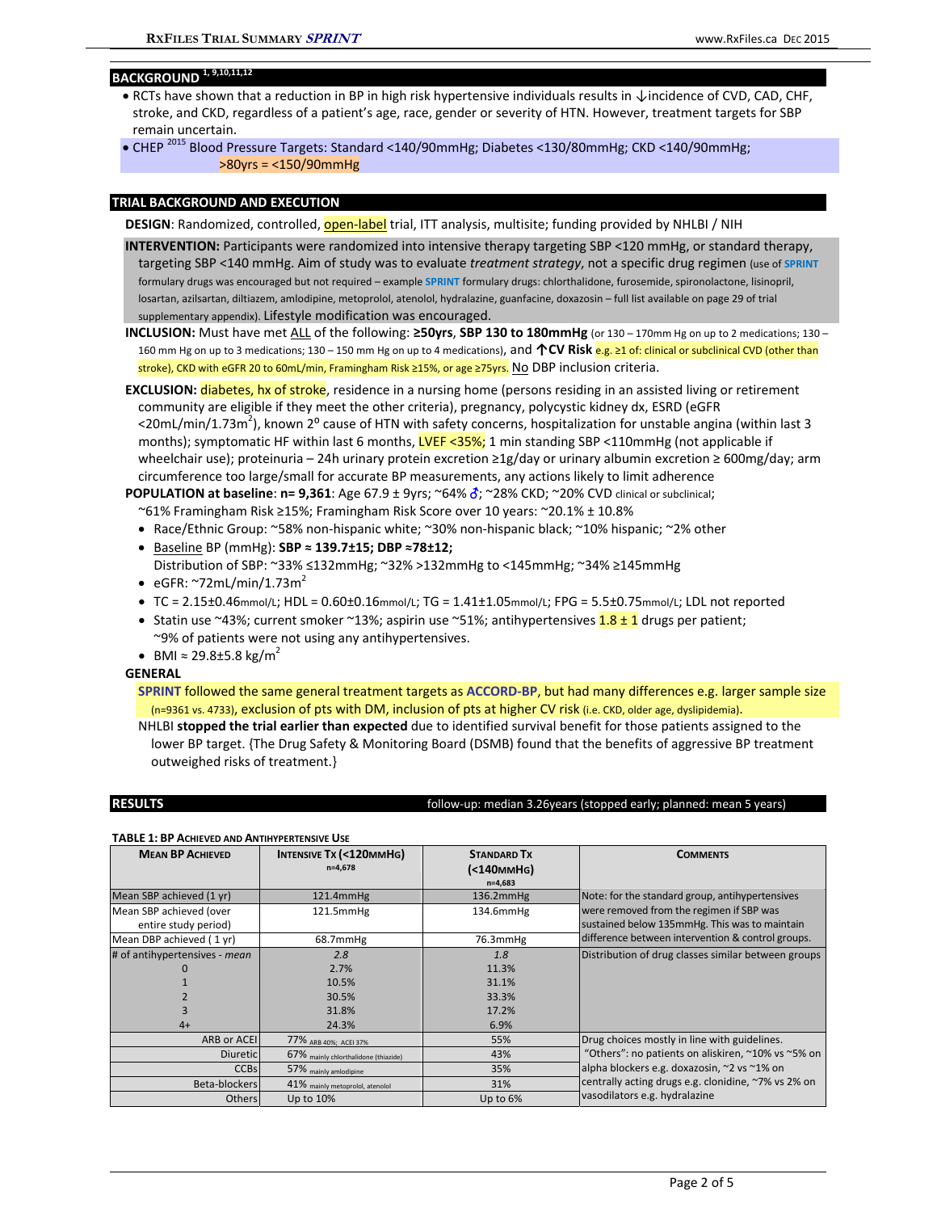## BACKGROUND [1, 9,10,11,12]

- RCTs have shown that a reduction in BP in high risk hypertensive individuals results in ↓incidence of CVD, CAD, CHF, stroke, and CKD, regardless of a patient's age, race, gender or severity of HTN. However, treatment targets for SBP remain uncertain.
- CHEP [2015] Blood Pressure Targets: Standard <140/90mmHg; Diabetes <130/80mmHg; CKD <140/90mmHg; >80yrs = <150/90mmHg

## TRIAL BACKGROUND AND EXECUTION

**DESIGN**: Randomized, controlled, open-label trial, ITT analysis, multisite; funding provided by NHLBI / NIH

**INTERVENTION:** Participants were randomized into intensive therapy targeting SBP <120 mmHg, or standard therapy, targeting SBP <140 mmHg. Aim of study was to evaluate *treatment strategy*, not a specific drug regimen (use of **SPRINT** formulary drugs was encouraged but not required – example **SPRINT** formulary drugs: chlorthalidone, furosemide, spironolactone, lisinopril, losartan, azilsartan, diltiazem, amlodipine, metoprolol, atenolol, hydralazine, guanfacine, doxazosin – full list available on page 29 of trial supplementary appendix). Lifestyle modification was encouraged.

**INCLUSION:** Must have met ALL of the following: **≥50yrs**, **SBP 130 to 180mmHg** (or 130 – 170mm Hg on up to 2 medications; 130 – 160 mm Hg on up to 3 medications; 130 – 150 mm Hg on up to 4 medications), and **↑CV Risk** e.g. ≥1 of: clinical or subclinical CVD (other than stroke), CKD with eGFR 20 to 60mL/min, Framingham Risk ≥15%, or age ≥75yrs. No DBP inclusion criteria.

**EXCLUSION:** diabetes, hx of stroke, residence in a nursing home (persons residing in an assisted living or retirement community are eligible if they meet the other criteria), pregnancy, polycystic kidney dx, ESRD (eGFR <20mL/min/1.73m$^2$), known 2$^o$ cause of HTN with safety concerns, hospitalization for unstable angina (within last 3 months); symptomatic HF within last 6 months, LVEF <35%; 1 min standing SBP <110mmHg (not applicable if wheelchair use); proteinuria – 24h urinary protein excretion ≥1g/day or urinary albumin excretion ≥ 600mg/day; arm circumference too large/small for accurate BP measurements, any actions likely to limit adherence

**POPULATION at baseline**: **n= 9,361**: Age 67.9 ± 9yrs; ~64% ♂; ~28% CKD; ~20% CVD clinical or subclinical; ~61% Framingham Risk ≥15%; Framingham Risk Score over 10 years: ~20.1% ± 10.8%

- Race/Ethnic Group: ~58% non-hispanic white; ~30% non-hispanic black; ~10% hispanic; ~2% other
- Baseline BP (mmHg): **SBP ≈ 139.7±15; DBP ≈78±12;**
  Distribution of SBP: ~33% ≤132mmHg; ~32% >132mmHg to <145mmHg; ~34% ≥145mmHg
- eGFR: ~72mL/min/1.73m$^2$
- TC = 2.15±0.46mmol/L; HDL = 0.60±0.16mmol/L; TG = 1.41±1.05mmol/L; FPG = 5.5±0.75mmol/L; LDL not reported
- Statin use ~43%; current smoker ~13%; aspirin use ~51%; antihypertensives 1.8 ± 1 drugs per patient; ~9% of patients were not using any antihypertensives.
- BMI ≈ 29.8±5.8 kg/m$^2$

**GENERAL**

**SPRINT** followed the same general treatment targets as **ACCORD-BP**, but had many differences e.g. larger sample size (n=9361 vs. 4733), exclusion of pts with DM, inclusion of pts at higher CV risk (i.e. CKD, older age, dyslipidemia).

NHLBI **stopped the trial earlier than expected** due to identified survival benefit for those patients assigned to the lower BP target. {The Drug Safety & Monitoring Board (DSMB) found that the benefits of aggressive BP treatment outweighed risks of treatment.}

## RESULTS

follow-up: median 3.26years (stopped early; planned: mean 5 years)

**TABLE 1: BP ACHIEVED AND ANTIHYPERTENSIVE USE**

| MEAN BP ACHIEVED | INTENSIVE TX (<120MMHG) n=4,678 | STANDARD TX (<140MMHG) n=4,683 | COMMENTS |
|---|---|---|---|
| Mean SBP achieved (1 yr) | 121.4mmHg | 136.2mmHg | Note: for the standard group, antihypertensives were removed from the regimen if SBP was sustained below 135mmHg. This was to maintain difference between intervention & control groups. |
| Mean SBP achieved (over entire study period) | 121.5mmHg | 134.6mmHg | |
| Mean DBP achieved ( 1 yr) | 68.7mmHg | 76.3mmHg | |
| *# of antihypertensives - mean* | *2.8* | *1.8* | Distribution of drug classes similar between groups |
| 0 | 2.7% | 11.3% | |
| 1 | 10.5% | 31.1% | |
| 2 | 30.5% | 33.3% | |
| 3 | 31.8% | 17.2% | |
| 4+ | 24.3% | 6.9% | |
| ARB or ACEI | 77% ARB 40%; ACEI 37% | 55% | Drug choices mostly in line with guidelines. "Others": no patients on aliskiren, ~10% vs ~5% on alpha blockers e.g. doxazosin, ~2 vs ~1% on centrally acting drugs e.g. clonidine, ~7% vs 2% on vasodilators e.g. hydralazine |
| Diuretic | 67% mainly chlorthalidone (thiazide) | 43% | |
| CCBs | 57% mainly amlodipine | 35% | |
| Beta-blockers | 41% mainly metoprolol, atenolol | 31% | |
| Others | Up to 10% | Up to 6% | |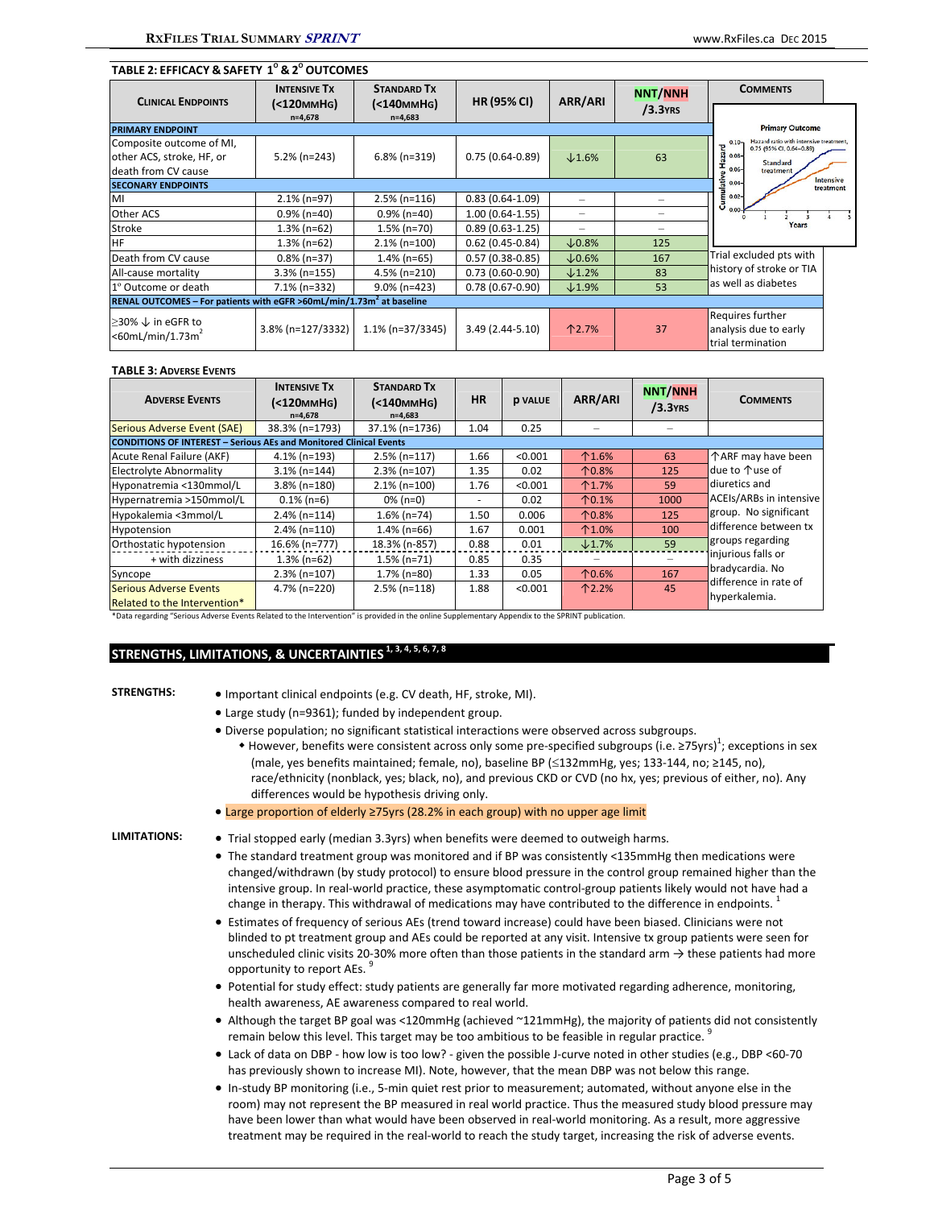**TABLE 2: EFFICACY & SAFETY 1° & 2° OUTCOMES**

| CLINICAL ENDPOINTS | INTENSIVE TX (<120MMHG) n=4,678 | STANDARD TX (<140MMHG) n=4,683 | HR (95% CI) | ARR/ARI | NNT/NNH /3.3YRS | COMMENTS |
|---|---|---|---|---|---|---|
| **PRIMARY ENDPOINT** | | | | | | |
| Composite outcome of MI, other ACS, stroke, HF, or death from CV cause | 5.2% (n=243) | 6.8% (n=319) | 0.75 (0.64-0.89) | ↓1.6% | 63 | |
| **SECONARY ENDPOINTS** | | | | | | |
| MI | 2.1% (n=97) | 2.5% (n=116) | 0.83 (0.64-1.09) | – | – | |
| Other ACS | 0.9% (n=40) | 0.9% (n=40) | 1.00 (0.64-1.55) | – | – | |
| Stroke | 1.3% (n=62) | 1.5% (n=70) | 0.89 (0.63-1.25) | – | – | |
| HF | 1.3% (n=62) | 2.1% (n=100) | 0.62 (0.45-0.84) | ↓0.8% | 125 | |
| Death from CV cause | 0.8% (n=37) | 1.4% (n=65) | 0.57 (0.38-0.85) | ↓0.6% | 167 | Trial excluded pts with history of stroke or TIA as well as diabetes |
| All-cause mortality | 3.3% (n=155) | 4.5% (n=210) | 0.73 (0.60-0.90) | ↓1.2% | 83 | |
| 1° Outcome or death | 7.1% (n=332) | 9.0% (n=423) | 0.78 (0.67-0.90) | ↓1.9% | 53 | |
| **RENAL OUTCOMES – For patients with eGFR >60mL/min/1.73m² at baseline** | | | | | | |
| ≥30% ↓ in eGFR to <60mL/min/1.73m² | 3.8% (n=127/3332) | 1.1% (n=37/3345) | 3.49 (2.44-5.10) | ↑2.7% | 37 | Requires further analysis due to early trial termination |

**TABLE 3: ADVERSE EVENTS**

| ADVERSE EVENTS | INTENSIVE TX (<120MMHG) n=4,678 | STANDARD TX (<140MMHG) n=4,683 | HR | P VALUE | ARR/ARI | NNT/NNH /3.3YRS | COMMENTS |
|---|---|---|---|---|---|---|---|
| Serious Adverse Event (SAE) | 38.3% (n=1793) | 37.1% (n=1736) | 1.04 | 0.25 | – | – | |
| **CONDITIONS OF INTEREST – Serious AEs and Monitored Clinical Events** | | | | | | | |
| Acute Renal Failure (AKF) | 4.1% (n=193) | 2.5% (n=117) | 1.66 | <0.001 | ↑1.6% | 63 | ↑ARF may have been due to ↑use of diuretics and ACEIs/ARBs in intensive group. No significant difference between tx groups regarding injurious falls or bradycardia. No difference in rate of hyperkalemia. |
| Electrolyte Abnormality | 3.1% (n=144) | 2.3% (n=107) | 1.35 | 0.02 | ↑0.8% | 125 | |
| Hyponatremia <130mmol/L | 3.8% (n=180) | 2.1% (n=100) | 1.76 | <0.001 | ↑1.7% | 59 | |
| Hypernatremia >150mmol/L | 0.1% (n=6) | 0% (n=0) | - | 0.02 | ↑0.1% | 1000 | |
| Hypokalemia <3mmol/L | 2.4% (n=114) | 1.6% (n=74) | 1.50 | 0.006 | ↑0.8% | 125 | |
| Hypotension | 2.4% (n=110) | 1.4% (n=66) | 1.67 | 0.001 | ↑1.0% | 100 | |
| Orthostatic hypotension | 16.6% (n=777) | 18.3% (n=857) | 0.88 | 0.01 | ↓1.7% | 59 | |
| + with dizziness | 1.3% (n=62) | 1.5% (n=71) | 0.85 | 0.35 | – | – | |
| Syncope | 2.3% (n=107) | 1.7% (n=80) | 1.33 | 0.05 | ↑0.6% | 167 | |
| Serious Adverse Events Related to the Intervention* | 4.7% (n=220) | 2.5% (n=118) | 1.88 | <0.001 | ↑2.2% | 45 | |

*Data regarding "Serious Adverse Events Related to the Intervention" is provided in the online Supplementary Appendix to the SPRINT publication.

## STRENGTHS, LIMITATIONS, & UNCERTAINTIES [1, 3, 4, 5, 6, 7, 8]

**STRENGTHS:**

- Important clinical endpoints (e.g. CV death, HF, stroke, MI).
- Large study (n=9361); funded by independent group.
- Diverse population; no significant statistical interactions were observed across subgroups.
  - However, benefits were consistent across only some pre-specified subgroups (i.e. ≥75yrs)[1]; exceptions in sex (male, yes benefits maintained; female, no), baseline BP (≤132mmHg, yes; 133-144, no; ≥145, no), race/ethnicity (nonblack, yes; black, no), and previous CKD or CVD (no hx, yes; previous of either, no). Any differences would be hypothesis driving only.
- Large proportion of elderly ≥75yrs (28.2% in each group) with no upper age limit

**LIMITATIONS:**

- Trial stopped early (median 3.3yrs) when benefits were deemed to outweigh harms.
- The standard treatment group was monitored and if BP was consistently <135mmHg then medications were changed/withdrawn (by study protocol) to ensure blood pressure in the control group remained higher than the intensive group. In real-world practice, these asymptomatic control-group patients likely would not have had a change in therapy. This withdrawal of medications may have contributed to the difference in endpoints. [1]
- Estimates of frequency of serious AEs (trend toward increase) could have been biased. Clinicians were not blinded to pt treatment group and AEs could be reported at any visit. Intensive tx group patients were seen for unscheduled clinic visits 20-30% more often than those patients in the standard arm → these patients had more opportunity to report AEs. [9]
- Potential for study effect: study patients are generally far more motivated regarding adherence, monitoring, health awareness, AE awareness compared to real world.
- Although the target BP goal was <120mmHg (achieved ~121mmHg), the majority of patients did not consistently remain below this level. This target may be too ambitious to be feasible in regular practice. [9]
- Lack of data on DBP - how low is too low? - given the possible J-curve noted in other studies (e.g., DBP <60-70 has previously shown to increase MI). Note, however, that the mean DBP was not below this range.
- In-study BP monitoring (i.e., 5-min quiet rest prior to measurement; automated, without anyone else in the room) may not represent the BP measured in real world practice. Thus the measured study blood pressure may have been lower than what would have been observed in real-world monitoring. As a result, more aggressive treatment may be required in the real-world to reach the study target, increasing the risk of adverse events.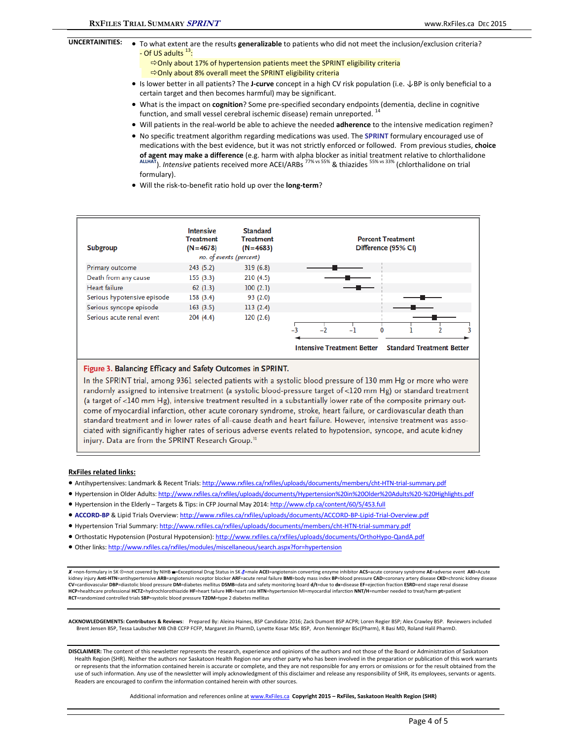**UNCERTAINITIES:**

- To what extent are the results **generalizable** to patients who did not meet the inclusion/exclusion criteria?
  - Of US adults [13]:
    - ⇨Only about 17% of hypertension patients meet the SPRINT eligibility criteria
    - ⇨Only about 8% overall meet the SPRINT eligibility criteria
- Is lower better in all patients? The **J-curve** concept in a high CV risk population (i.e. ↓BP is only beneficial to a certain target and then becomes harmful) may be significant.
- What is the impact on **cognition**? Some pre-specified secondary endpoints (dementia, decline in cognitive function, and small vessel cerebral ischemic disease) remain unreported. [14]
- Will patients in the real-world be able to achieve the needed **adherence** to the intensive medication regimen?
- No specific treatment algorithm regarding medications was used. The **SPRINT** formulary encouraged use of medications with the best evidence, but it was not strictly enforced or followed. From previous studies, **choice of agent may make a difference** (e.g. harm with alpha blocker as initial treatment relative to chlorthalidone [ALLHAT]). *Intensive* patients received more ACEI/ARBs [77% vs 55%] & thiazides [55% vs 33%] (chlorthalidone on trial formulary).
- Will the risk-to-benefit ratio hold up over the **long-term**?

| Subgroup | Intensive Treatment (N=4678) | Standard Treatment (N=4683) |
|---|---|---|
| | *no. of events (percent)* | |
| Primary outcome | 243 (5.2) | 319 (6.8) |
| Death from any cause | 155 (3.3) | 210 (4.5) |
| Heart failure | 62 (1.3) | 100 (2.1) |
| Serious hypotensive episode | 158 (3.4) | 93 (2.0) |
| Serious syncope episode | 163 (3.5) | 113 (2.4) |
| Serious acute renal event | 204 (4.4) | 120 (2.6) |

Percent Treatment Difference (95% CI): axis −3 to 3; ← Intensive Treatment Better | Standard Treatment Better →

**Figure 3. Balancing Efficacy and Safety Outcomes in SPRINT.**

In the SPRINT trial, among 9361 selected patients with a systolic blood pressure of 130 mm Hg or more who were randomly assigned to intensive treatment (a systolic blood-pressure target of <120 mm Hg) or standard treatment (a target of <140 mm Hg), intensive treatment resulted in a substantially lower rate of the composite primary outcome of myocardial infarction, other acute coronary syndrome, stroke, heart failure, or cardiovascular death than standard treatment and in lower rates of all-cause death and heart failure. However, intensive treatment was associated with significantly higher rates of serious adverse events related to hypotension, syncope, and acute kidney injury. Data are from the SPRINT Research Group.[11]

**RxFiles related links:**

- Antihypertensives: Landmark & Recent Trials: http://www.rxfiles.ca/rxfiles/uploads/documents/members/cht-HTN-trial-summary.pdf
- Hypertension in Older Adults: http://www.rxfiles.ca/rxfiles/uploads/documents/Hypertension%20in%20Older%20Adults%20-%20Highlights.pdf
- Hypertension in the Elderly – Targets & Tips: in CFP Journal May 2014: http://www.cfp.ca/content/60/5/453.full
- **ACCORD-BP** & Lipid Trials Overview: http://www.rxfiles.ca/rxfiles/uploads/documents/ACCORD-BP-Lipid-Trial-Overview.pdf
- Hypertension Trial Summary: http://www.rxfiles.ca/rxfiles/uploads/documents/members/cht-HTN-trial-summary.pdf
- Orthostatic Hypotension (Postural Hypotension): http://www.rxfiles.ca/rxfiles/uploads/documents/OrthoHypo-QandA.pdf
- Other links: http://www.rxfiles.ca/rxfiles/modules/miscellaneous/search.aspx?for=hypertension

✗=non-formulary in SK ⊗=not covered by NIHB ☎=Exceptional Drug Status in SK ♂=male **ACEI**=angiotensin converting enzyme inhibitor **ACS**=acute coronary syndrome **AE**=adverse event **AKI**=Acute kidney injury **Anti-HTN**=antihypertensive **ARB**=angiotensin receptor blocker **ARF**=acute renal failure **BMI**=body mass index **BP**=blood pressure **CAD**=coronary artery disease **CKD**=chronic kidney disease **CV**=cardiovascular **DBP**=diastolic blood pressure **DM**=diabetes mellitus **DSMB**=data and safety monitoring board **d/t**=due to **dx**=disease **EF**=ejection fraction **ESRD**=end stage renal disease **HCP**=healthcare professional **HCTZ**=hydrochlorothiazide **HF**=heart failure **HR**=heart rate **HTN**=hypertension MI=myocardial infarction **NNT/H**=number needed to treat/harm **pt**=patient **RCT**=randomized controlled trials **SBP**=systolic blood pressure **T2DM**=type 2 diabetes mellitus

**ACKNOWLEDGEMENTS: Contributors & Reviews**: Prepared By: Aleina Haines, BSP Candidate 2016; Zack Dumont BSP ACPR; Loren Regier BSP; Alex Crawley BSP. Reviewers included Brent Jensen BSP, Tessa Laubscher MB ChB CCFP FCFP, Margaret Jin PharmD, Lynette Kosar MSc BSP, Aron Nenninger BSc(Pharm), R Basi MD, Roland Halil PharmD.

**DISCLAIMER:** The content of this newsletter represents the research, experience and opinions of the authors and not those of the Board or Administration of Saskatoon Health Region (SHR). Neither the authors nor Saskatoon Health Region nor any other party who has been involved in the preparation or publication of this work warrants or represents that the information contained herein is accurate or complete, and they are not responsible for any errors or omissions or for the result obtained from the use of such information. Any use of the newsletter will imply acknowledgment of this disclaimer and release any responsibility of SHR, its employees, servants or agents. Readers are encouraged to confirm the information contained herein with other sources.

Additional information and references online at www.RxFiles.ca **Copyright 2015 – RxFiles, Saskatoon Health Region (SHR)**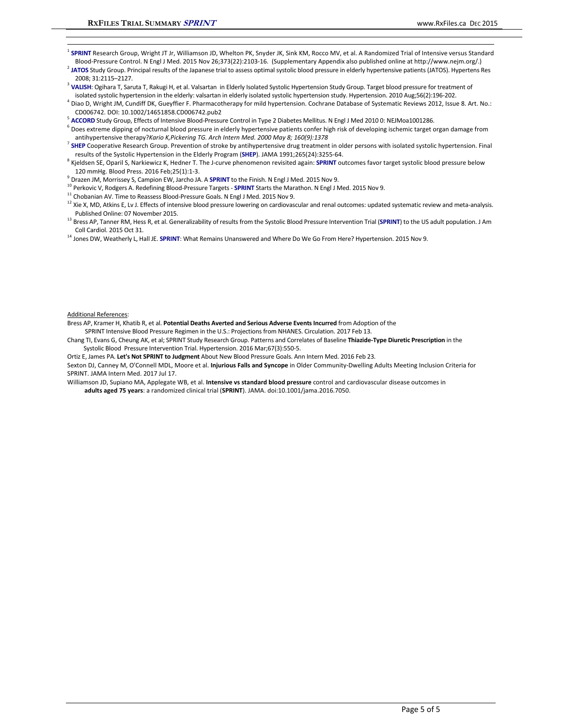[1] **SPRINT** Research Group, Wright JT Jr, Williamson JD, Whelton PK, Snyder JK, Sink KM, Rocco MV, et al. A Randomized Trial of Intensive versus Standard Blood-Pressure Control. N Engl J Med. 2015 Nov 26;373(22):2103-16. (Supplementary Appendix also published online at http://www.nejm.org/.)

[2] **JATOS** Study Group. Principal results of the Japanese trial to assess optimal systolic blood pressure in elderly hypertensive patients (JATOS). Hypertens Res 2008; 31:2115–2127.

[3] **VALISH**: Ogihara T, Saruta T, Rakugi H, et al. Valsartan in Elderly Isolated Systolic Hypertension Study Group. Target blood pressure for treatment of isolated systolic hypertension in the elderly: valsartan in elderly isolated systolic hypertension study. Hypertension. 2010 Aug;56(2):196-202.

[4] Diao D, Wright JM, Cundiff DK, Gueyffier F. Pharmacotherapy for mild hypertension. Cochrane Database of Systematic Reviews 2012, Issue 8. Art. No.: CD006742. DOI: 10.1002/14651858.CD006742.pub2

[5] **ACCORD** Study Group, Effects of Intensive Blood-Pressure Control in Type 2 Diabetes Mellitus. N Engl J Med 2010 0: NEJMoa1001286.

[6] Does extreme dipping of nocturnal blood pressure in elderly hypertensive patients confer high risk of developing ischemic target organ damage from antihypertensive therapy?*Kario K,Pickering TG. Arch Intern Med. 2000 May 8; 160(9):1378*

[7] **SHEP** Cooperative Research Group. Prevention of stroke by antihypertensive drug treatment in older persons with isolated systolic hypertension. Final results of the Systolic Hypertension in the Elderly Program (**SHEP**). JAMA 1991;265(24):3255-64.

[8] Kjeldsen SE, Oparil S, Narkiewicz K, Hedner T. The J-curve phenomenon revisited again: **SPRINT** outcomes favor target systolic blood pressure below 120 mmHg. Blood Press. 2016 Feb;25(1):1-3.

[9] Drazen JM, Morrissey S, Campion EW, Jarcho JA. A **SPRINT** to the Finish. N Engl J Med. 2015 Nov 9.

[10] Perkovic V, Rodgers A. Redefining Blood-Pressure Targets - **SPRINT** Starts the Marathon. N Engl J Med. 2015 Nov 9.

[11] Chobanian AV. Time to Reassess Blood-Pressure Goals. N Engl J Med. 2015 Nov 9.

[12] Xie X, MD, Atkins E, Lv J. Effects of intensive blood pressure lowering on cardiovascular and renal outcomes: updated systematic review and meta-analysis. Published Online: 07 November 2015.

[13] Bress AP, Tanner RM, Hess R, et al. Generalizability of results from the Systolic Blood Pressure Intervention Trial (**SPRINT**) to the US adult population. J Am Coll Cardiol. 2015 Oct 31.

[14] Jones DW, Weatherly L, Hall JE. **SPRINT**: What Remains Unanswered and Where Do We Go From Here? Hypertension. 2015 Nov 9.

Additional References:

Bress AP, Kramer H, Khatib R, et al. **Potential Deaths Averted and Serious Adverse Events Incurred** from Adoption of the SPRINT Intensive Blood Pressure Regimen in the U.S.: Projections from NHANES. Circulation. 2017 Feb 13.

Chang TI, Evans G, Cheung AK, et al; SPRINT Study Research Group. Patterns and Correlates of Baseline **Thiazide-Type Diuretic Prescription** in the Systolic Blood Pressure Intervention Trial. Hypertension. 2016 Mar;67(3):550-5.

Ortiz E, James PA. **Let's Not SPRINT to Judgment** About New Blood Pressure Goals. Ann Intern Med. 2016 Feb 23.

Sexton DJ, Canney M, O'Connell MDL, Moore et al. **Injurious Falls and Syncope** in Older Community-Dwelling Adults Meeting Inclusion Criteria for SPRINT. JAMA Intern Med. 2017 Jul 17.

Williamson JD, Supiano MA, Applegate WB, et al. **Intensive vs standard blood pressure** control and cardiovascular disease outcomes in **adults aged 75 years**: a randomized clinical trial (**SPRINT**). JAMA. doi:10.1001/jama.2016.7050.